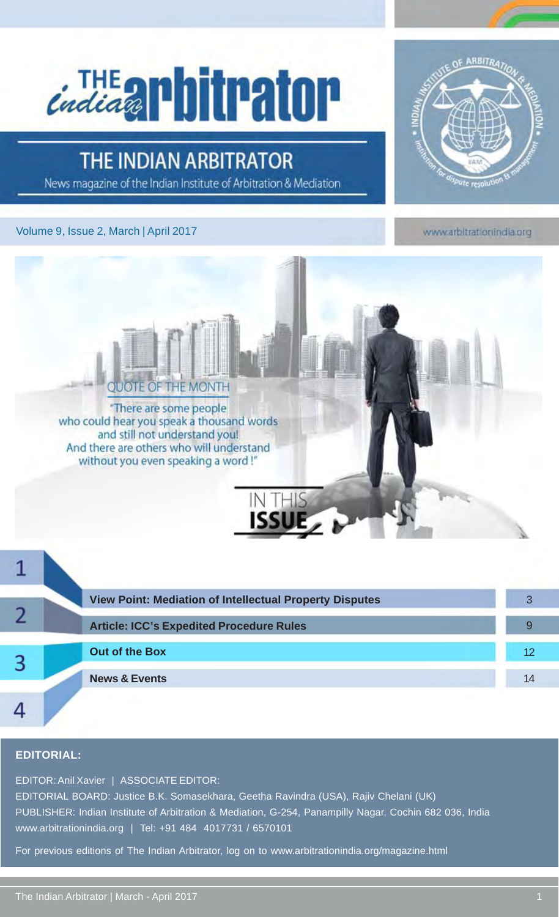# THE INDIAN ARBITRATOR

News magazine of the Indian Institute of Arbitration & Mediation

Volume 9, Issue 2, March | April 2017

www.arbitrationindia.org

## QUOTE OF THE MONTH

"There are some people who could hear you speak a thousand words and still not understand you! And there are others who will understand without you even speaking a word !"

## IN THIS ISSUE

| # | Title | Page |
|---|---|---|
| 1 | **View Point: Mediation of Intellectual Property Disputes** | 3 |
| 2 | **Article: ICC's Expedited Procedure Rules** | 9 |
| 3 | **Out of the Box** | 12 |
| 4 | **News & Events** | 14 |

**EDITORIAL:**

EDITOR: Anil Xavier | ASSOCIATE EDITOR:

EDITORIAL BOARD: Justice B.K. Somasekhara, Geetha Ravindra (USA), Rajiv Chelani (UK)

PUBLISHER: Indian Institute of Arbitration & Mediation, G-254, Panampilly Nagar, Cochin 682 036, India

www.arbitrationindia.org | Tel: +91 484 4017731 / 6570101

For previous editions of The Indian Arbitrator, log on to www.arbitrationindia.org/magazine.html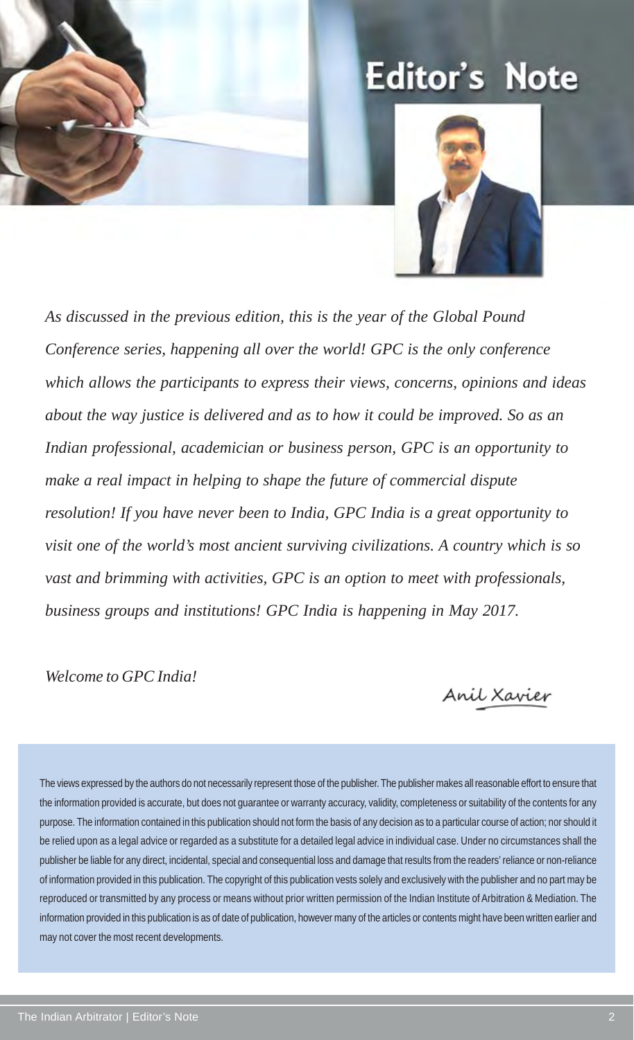# Editor's Note

*As discussed in the previous edition, this is the year of the Global Pound Conference series, happening all over the world! GPC is the only conference which allows the participants to express their views, concerns, opinions and ideas about the way justice is delivered and as to how it could be improved. So as an Indian professional, academician or business person, GPC is an opportunity to make a real impact in helping to shape the future of commercial dispute resolution! If you have never been to India, GPC India is a great opportunity to visit one of the world's most ancient surviving civilizations. A country which is so vast and brimming with activities, GPC is an option to meet with professionals, business groups and institutions! GPC India is happening in May 2017.*

*Welcome to GPC India!*

Anil Xavier

The views expressed by the authors do not necessarily represent those of the publisher. The publisher makes all reasonable effort to ensure that the information provided is accurate, but does not guarantee or warranty accuracy, validity, completeness or suitability of the contents for any purpose. The information contained in this publication should not form the basis of any decision as to a particular course of action; nor should it be relied upon as a legal advice or regarded as a substitute for a detailed legal advice in individual case. Under no circumstances shall the publisher be liable for any direct, incidental, special and consequential loss and damage that results from the readers' reliance or non-reliance of information provided in this publication. The copyright of this publication vests solely and exclusively with the publisher and no part may be reproduced or transmitted by any process or means without prior written permission of the Indian Institute of Arbitration & Mediation. The information provided in this publication is as of date of publication, however many of the articles or contents might have been written earlier and may not cover the most recent developments.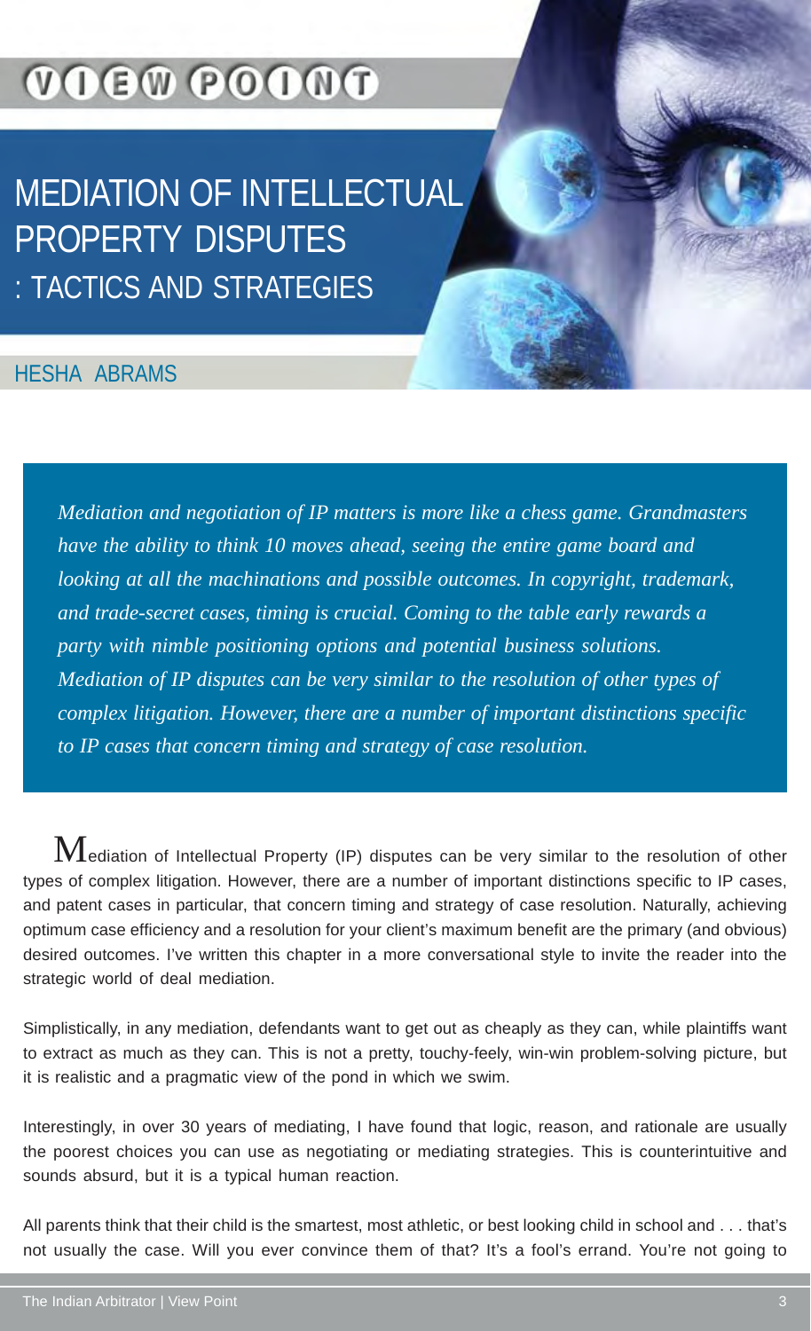VIEW POINT

# MEDIATION OF INTELLECTUAL PROPERTY DISPUTES : TACTICS AND STRATEGIES

HESHA ABRAMS

*Mediation and negotiation of IP matters is more like a chess game. Grandmasters have the ability to think 10 moves ahead, seeing the entire game board and looking at all the machinations and possible outcomes. In copyright, trademark, and trade-secret cases, timing is crucial. Coming to the table early rewards a party with nimble positioning options and potential business solutions. Mediation of IP disputes can be very similar to the resolution of other types of complex litigation. However, there are a number of important distinctions specific to IP cases that concern timing and strategy of case resolution.*

Mediation of Intellectual Property (IP) disputes can be very similar to the resolution of other types of complex litigation. However, there are a number of important distinctions specific to IP cases, and patent cases in particular, that concern timing and strategy of case resolution. Naturally, achieving optimum case efficiency and a resolution for your client's maximum benefit are the primary (and obvious) desired outcomes. I've written this chapter in a more conversational style to invite the reader into the strategic world of deal mediation.

Simplistically, in any mediation, defendants want to get out as cheaply as they can, while plaintiffs want to extract as much as they can. This is not a pretty, touchy-feely, win-win problem-solving picture, but it is realistic and a pragmatic view of the pond in which we swim.

Interestingly, in over 30 years of mediating, I have found that logic, reason, and rationale are usually the poorest choices you can use as negotiating or mediating strategies. This is counterintuitive and sounds absurd, but it is a typical human reaction.

All parents think that their child is the smartest, most athletic, or best looking child in school and . . . that's not usually the case. Will you ever convince them of that? It's a fool's errand. You're not going to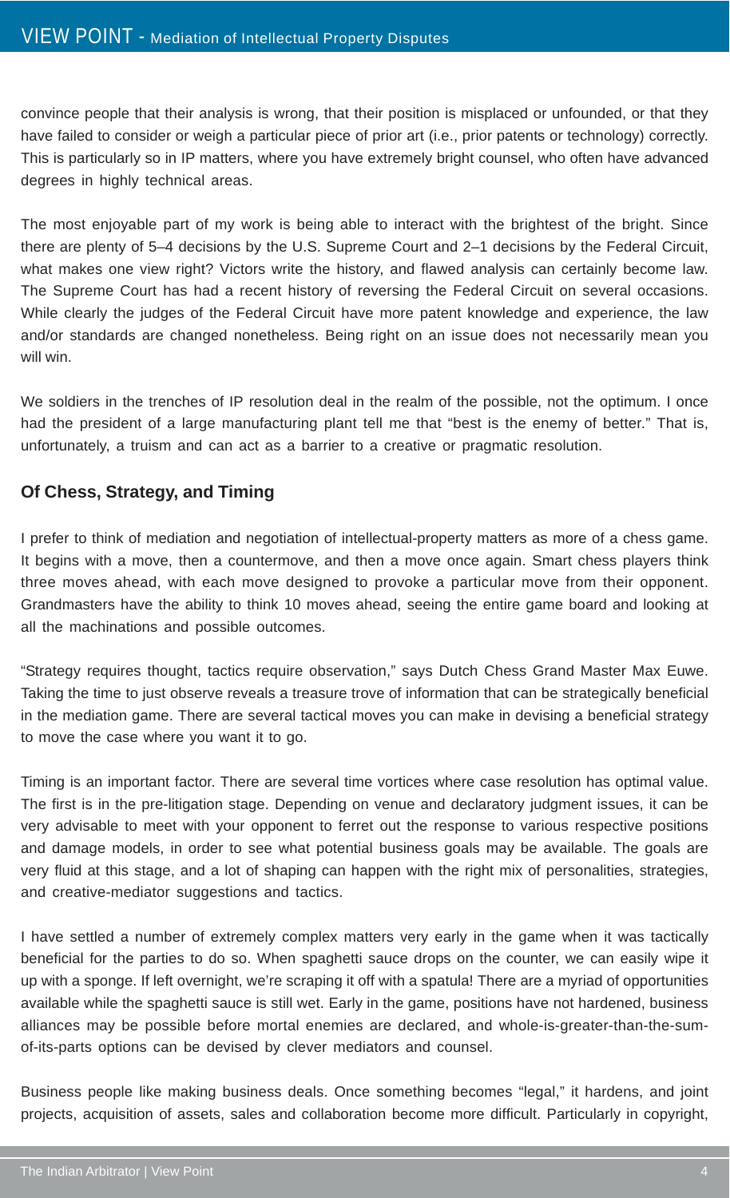convince people that their analysis is wrong, that their position is misplaced or unfounded, or that they have failed to consider or weigh a particular piece of prior art (i.e., prior patents or technology) correctly. This is particularly so in IP matters, where you have extremely bright counsel, who often have advanced degrees in highly technical areas.

The most enjoyable part of my work is being able to interact with the brightest of the bright. Since there are plenty of 5–4 decisions by the U.S. Supreme Court and 2–1 decisions by the Federal Circuit, what makes one view right? Victors write the history, and flawed analysis can certainly become law. The Supreme Court has had a recent history of reversing the Federal Circuit on several occasions. While clearly the judges of the Federal Circuit have more patent knowledge and experience, the law and/or standards are changed nonetheless. Being right on an issue does not necessarily mean you will win.

We soldiers in the trenches of IP resolution deal in the realm of the possible, not the optimum. I once had the president of a large manufacturing plant tell me that "best is the enemy of better." That is, unfortunately, a truism and can act as a barrier to a creative or pragmatic resolution.

### Of Chess, Strategy, and Timing

I prefer to think of mediation and negotiation of intellectual-property matters as more of a chess game. It begins with a move, then a countermove, and then a move once again. Smart chess players think three moves ahead, with each move designed to provoke a particular move from their opponent. Grandmasters have the ability to think 10 moves ahead, seeing the entire game board and looking at all the machinations and possible outcomes.

"Strategy requires thought, tactics require observation," says Dutch Chess Grand Master Max Euwe. Taking the time to just observe reveals a treasure trove of information that can be strategically beneficial in the mediation game. There are several tactical moves you can make in devising a beneficial strategy to move the case where you want it to go.

Timing is an important factor. There are several time vortices where case resolution has optimal value. The first is in the pre-litigation stage. Depending on venue and declaratory judgment issues, it can be very advisable to meet with your opponent to ferret out the response to various respective positions and damage models, in order to see what potential business goals may be available. The goals are very fluid at this stage, and a lot of shaping can happen with the right mix of personalities, strategies, and creative-mediator suggestions and tactics.

I have settled a number of extremely complex matters very early in the game when it was tactically beneficial for the parties to do so. When spaghetti sauce drops on the counter, we can easily wipe it up with a sponge. If left overnight, we're scraping it off with a spatula! There are a myriad of opportunities available while the spaghetti sauce is still wet. Early in the game, positions have not hardened, business alliances may be possible before mortal enemies are declared, and whole-is-greater-than-the-sum-of-its-parts options can be devised by clever mediators and counsel.

Business people like making business deals. Once something becomes "legal," it hardens, and joint projects, acquisition of assets, sales and collaboration become more difficult. Particularly in copyright,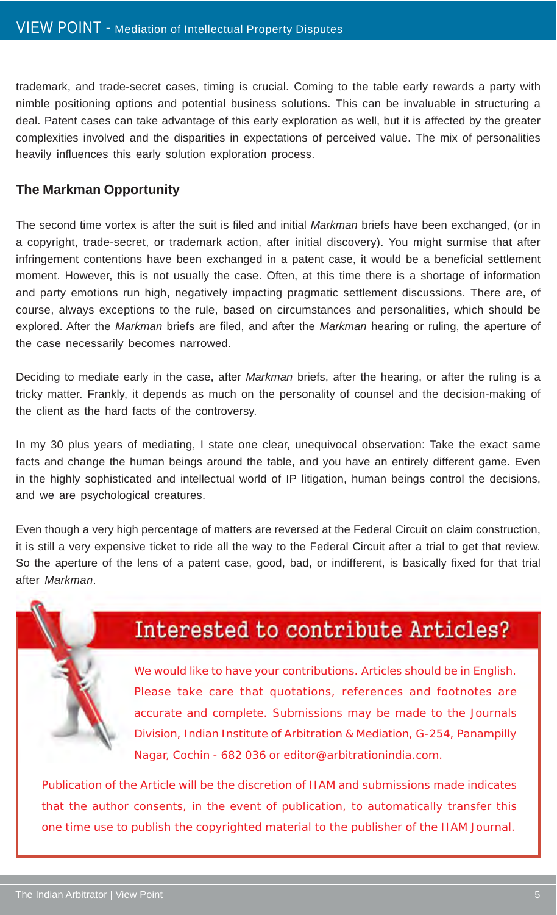trademark, and trade-secret cases, timing is crucial. Coming to the table early rewards a party with nimble positioning options and potential business solutions. This can be invaluable in structuring a deal. Patent cases can take advantage of this early exploration as well, but it is affected by the greater complexities involved and the disparities in expectations of perceived value. The mix of personalities heavily influences this early solution exploration process.

## The Markman Opportunity

The second time vortex is after the suit is filed and initial *Markman* briefs have been exchanged, (or in a copyright, trade-secret, or trademark action, after initial discovery). You might surmise that after infringement contentions have been exchanged in a patent case, it would be a beneficial settlement moment. However, this is not usually the case. Often, at this time there is a shortage of information and party emotions run high, negatively impacting pragmatic settlement discussions. There are, of course, always exceptions to the rule, based on circumstances and personalities, which should be explored. After the *Markman* briefs are filed, and after the *Markman* hearing or ruling, the aperture of the case necessarily becomes narrowed.

Deciding to mediate early in the case, after *Markman* briefs, after the hearing, or after the ruling is a tricky matter. Frankly, it depends as much on the personality of counsel and the decision-making of the client as the hard facts of the controversy.

In my 30 plus years of mediating, I state one clear, unequivocal observation: Take the exact same facts and change the human beings around the table, and you have an entirely different game. Even in the highly sophisticated and intellectual world of IP litigation, human beings control the decisions, and we are psychological creatures.

Even though a very high percentage of matters are reversed at the Federal Circuit on claim construction, it is still a very expensive ticket to ride all the way to the Federal Circuit after a trial to get that review. So the aperture of the lens of a patent case, good, bad, or indifferent, is basically fixed for that trial after *Markman*.

## Interested to contribute Articles?

We would like to have your contributions. Articles should be in English. Please take care that quotations, references and footnotes are accurate and complete. Submissions may be made to the Journals Division, Indian Institute of Arbitration & Mediation, G-254, Panampilly Nagar, Cochin - 682 036 or editor@arbitrationindia.com.

Publication of the Article will be the discretion of IIAM and submissions made indicates that the author consents, in the event of publication, to automatically transfer this one time use to publish the copyrighted material to the publisher of the IIAM Journal.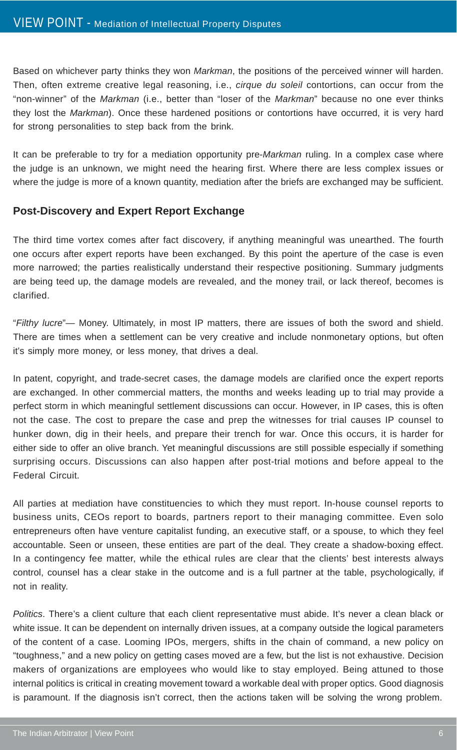Based on whichever party thinks they won *Markman*, the positions of the perceived winner will harden. Then, often extreme creative legal reasoning, i.e., *cirque du soleil* contortions, can occur from the "non-winner" of the *Markman* (i.e., better than "loser of the *Markman*" because no one ever thinks they lost the *Markman*). Once these hardened positions or contortions have occurred, it is very hard for strong personalities to step back from the brink.

It can be preferable to try for a mediation opportunity pre-*Markman* ruling. In a complex case where the judge is an unknown, we might need the hearing first. Where there are less complex issues or where the judge is more of a known quantity, mediation after the briefs are exchanged may be sufficient.

## Post-Discovery and Expert Report Exchange

The third time vortex comes after fact discovery, if anything meaningful was unearthed. The fourth one occurs after expert reports have been exchanged. By this point the aperture of the case is even more narrowed; the parties realistically understand their respective positioning. Summary judgments are being teed up, the damage models are revealed, and the money trail, or lack thereof, becomes is clarified.

"*Filthy lucre*"— Money. Ultimately, in most IP matters, there are issues of both the sword and shield. There are times when a settlement can be very creative and include nonmonetary options, but often it's simply more money, or less money, that drives a deal.

In patent, copyright, and trade-secret cases, the damage models are clarified once the expert reports are exchanged. In other commercial matters, the months and weeks leading up to trial may provide a perfect storm in which meaningful settlement discussions can occur. However, in IP cases, this is often not the case. The cost to prepare the case and prep the witnesses for trial causes IP counsel to hunker down, dig in their heels, and prepare their trench for war. Once this occurs, it is harder for either side to offer an olive branch. Yet meaningful discussions are still possible especially if something surprising occurs. Discussions can also happen after post-trial motions and before appeal to the Federal Circuit.

All parties at mediation have constituencies to which they must report. In-house counsel reports to business units, CEOs report to boards, partners report to their managing committee. Even solo entrepreneurs often have venture capitalist funding, an executive staff, or a spouse, to which they feel accountable. Seen or unseen, these entities are part of the deal. They create a shadow-boxing effect. In a contingency fee matter, while the ethical rules are clear that the clients' best interests always control, counsel has a clear stake in the outcome and is a full partner at the table, psychologically, if not in reality.

*Politics*. There's a client culture that each client representative must abide. It's never a clean black or white issue. It can be dependent on internally driven issues, at a company outside the logical parameters of the content of a case. Looming IPOs, mergers, shifts in the chain of command, a new policy on "toughness," and a new policy on getting cases moved are a few, but the list is not exhaustive. Decision makers of organizations are employees who would like to stay employed. Being attuned to those internal politics is critical in creating movement toward a workable deal with proper optics. Good diagnosis is paramount. If the diagnosis isn't correct, then the actions taken will be solving the wrong problem.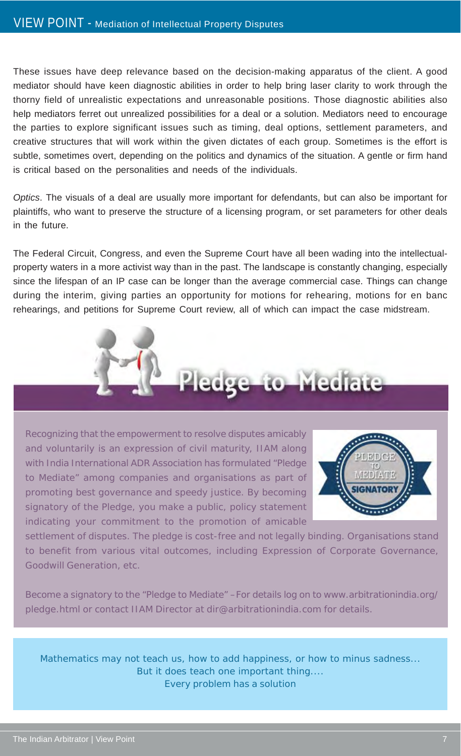These issues have deep relevance based on the decision-making apparatus of the client. A good mediator should have keen diagnostic abilities in order to help bring laser clarity to work through the thorny field of unrealistic expectations and unreasonable positions. Those diagnostic abilities also help mediators ferret out unrealized possibilities for a deal or a solution. Mediators need to encourage the parties to explore significant issues such as timing, deal options, settlement parameters, and creative structures that will work within the given dictates of each group. Sometimes is the effort is subtle, sometimes overt, depending on the politics and dynamics of the situation. A gentle or firm hand is critical based on the personalities and needs of the individuals.

*Optics*. The visuals of a deal are usually more important for defendants, but can also be important for plaintiffs, who want to preserve the structure of a licensing program, or set parameters for other deals in the future.

The Federal Circuit, Congress, and even the Supreme Court have all been wading into the intellectual-property waters in a more activist way than in the past. The landscape is constantly changing, especially since the lifespan of an IP case can be longer than the average commercial case. Things can change during the interim, giving parties an opportunity for motions for rehearing, motions for en banc rehearings, and petitions for Supreme Court review, all of which can impact the case midstream.

## Pledge to Mediate

Recognizing that the empowerment to resolve disputes amicably and voluntarily is an expression of civil maturity, IIAM along with India International ADR Association has formulated "Pledge to Mediate" among companies and organisations as part of promoting best governance and speedy justice. By becoming signatory of the Pledge, you make a public, policy statement indicating your commitment to the promotion of amicable settlement of disputes. The pledge is cost-free and not legally binding. Organisations stand to benefit from various vital outcomes, including Expression of Corporate Governance, Goodwill Generation, etc.

PLEDGE TO MEDIATE SIGNATORY

Become a signatory to the "Pledge to Mediate" – For details log on to www.arbitrationindia.org/pledge.html or contact IIAM Director at dir@arbitrationindia.com for details.

Mathematics may not teach us, how to add happiness, or how to minus sadness...
But it does teach one important thing....
Every problem has a solution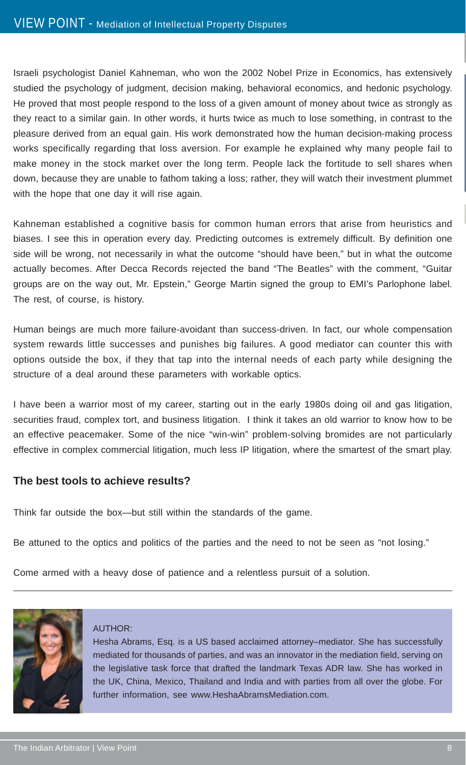Israeli psychologist Daniel Kahneman, who won the 2002 Nobel Prize in Economics, has extensively studied the psychology of judgment, decision making, behavioral economics, and hedonic psychology. He proved that most people respond to the loss of a given amount of money about twice as strongly as they react to a similar gain. In other words, it hurts twice as much to lose something, in contrast to the pleasure derived from an equal gain. His work demonstrated how the human decision-making process works specifically regarding that loss aversion. For example he explained why many people fail to make money in the stock market over the long term. People lack the fortitude to sell shares when down, because they are unable to fathom taking a loss; rather, they will watch their investment plummet with the hope that one day it will rise again.

Kahneman established a cognitive basis for common human errors that arise from heuristics and biases. I see this in operation every day. Predicting outcomes is extremely difficult. By definition one side will be wrong, not necessarily in what the outcome "should have been," but in what the outcome actually becomes. After Decca Records rejected the band "The Beatles" with the comment, "Guitar groups are on the way out, Mr. Epstein," George Martin signed the group to EMI's Parlophone label. The rest, of course, is history.

Human beings are much more failure-avoidant than success-driven. In fact, our whole compensation system rewards little successes and punishes big failures. A good mediator can counter this with options outside the box, if they that tap into the internal needs of each party while designing the structure of a deal around these parameters with workable optics.

I have been a warrior most of my career, starting out in the early 1980s doing oil and gas litigation, securities fraud, complex tort, and business litigation. I think it takes an old warrior to know how to be an effective peacemaker. Some of the nice "win-win" problem-solving bromides are not particularly effective in complex commercial litigation, much less IP litigation, where the smartest of the smart play.

### The best tools to achieve results?

Think far outside the box—but still within the standards of the game.

Be attuned to the optics and politics of the parties and the need to not be seen as "not losing."

Come armed with a heavy dose of patience and a relentless pursuit of a solution.

---

AUTHOR:

Hesha Abrams, Esq. is a US based acclaimed attorney–mediator. She has successfully mediated for thousands of parties, and was an innovator in the mediation field, serving on the legislative task force that drafted the landmark Texas ADR law. She has worked in the UK, China, Mexico, Thailand and India and with parties from all over the globe. For further information, see www.HeshaAbramsMediation.com.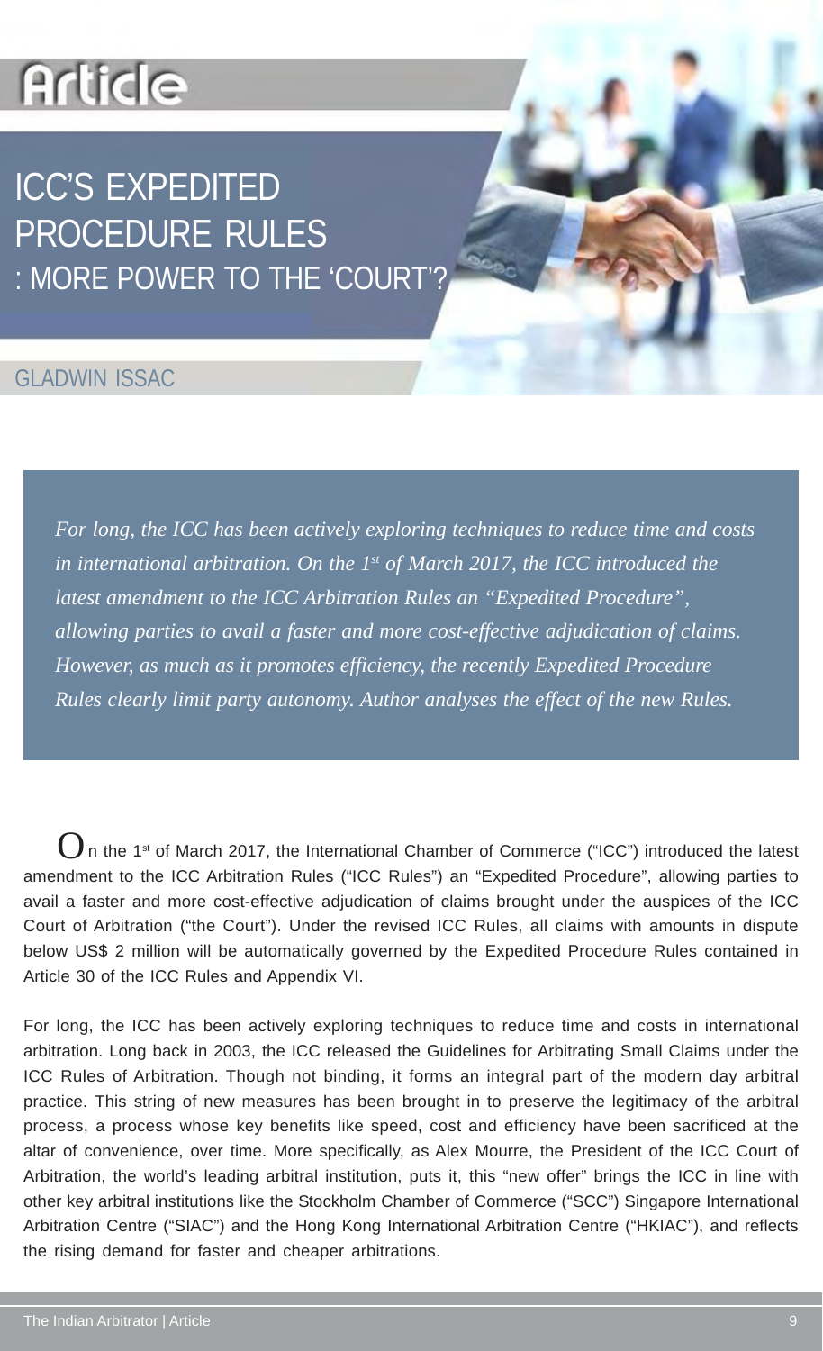# Article

## ICC'S EXPEDITED PROCEDURE RULES : MORE POWER TO THE 'COURT'?

GLADWIN ISSAC

*For long, the ICC has been actively exploring techniques to reduce time and costs in international arbitration. On the 1st of March 2017, the ICC introduced the latest amendment to the ICC Arbitration Rules an "Expedited Procedure", allowing parties to avail a faster and more cost-effective adjudication of claims. However, as much as it promotes efficiency, the recently Expedited Procedure Rules clearly limit party autonomy. Author analyses the effect of the new Rules.*

On the 1st of March 2017, the International Chamber of Commerce ("ICC") introduced the latest amendment to the ICC Arbitration Rules ("ICC Rules") an "Expedited Procedure", allowing parties to avail a faster and more cost-effective adjudication of claims brought under the auspices of the ICC Court of Arbitration ("the Court"). Under the revised ICC Rules, all claims with amounts in dispute below US$ 2 million will be automatically governed by the Expedited Procedure Rules contained in Article 30 of the ICC Rules and Appendix VI.

For long, the ICC has been actively exploring techniques to reduce time and costs in international arbitration. Long back in 2003, the ICC released the Guidelines for Arbitrating Small Claims under the ICC Rules of Arbitration. Though not binding, it forms an integral part of the modern day arbitral practice. This string of new measures has been brought in to preserve the legitimacy of the arbitral process, a process whose key benefits like speed, cost and efficiency have been sacrificed at the altar of convenience, over time. More specifically, as Alex Mourre, the President of the ICC Court of Arbitration, the world's leading arbitral institution, puts it, this "new offer" brings the ICC in line with other key arbitral institutions like the Stockholm Chamber of Commerce ("SCC") Singapore International Arbitration Centre ("SIAC") and the Hong Kong International Arbitration Centre ("HKIAC"), and reflects the rising demand for faster and cheaper arbitrations.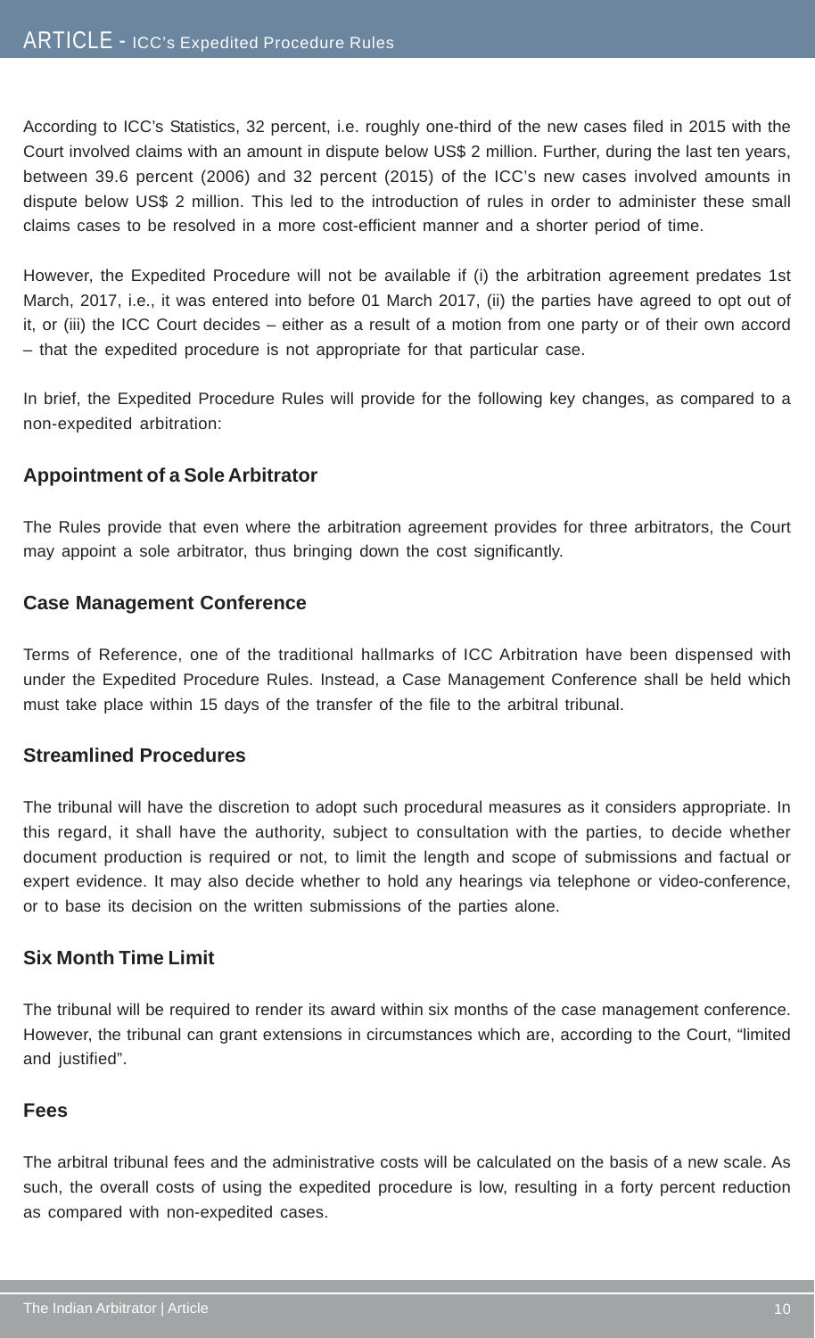According to ICC's Statistics, 32 percent, i.e. roughly one-third of the new cases filed in 2015 with the Court involved claims with an amount in dispute below US$ 2 million. Further, during the last ten years, between 39.6 percent (2006) and 32 percent (2015) of the ICC's new cases involved amounts in dispute below US$ 2 million. This led to the introduction of rules in order to administer these small claims cases to be resolved in a more cost-efficient manner and a shorter period of time.

However, the Expedited Procedure will not be available if (i) the arbitration agreement predates 1st March, 2017, i.e., it was entered into before 01 March 2017, (ii) the parties have agreed to opt out of it, or (iii) the ICC Court decides – either as a result of a motion from one party or of their own accord – that the expedited procedure is not appropriate for that particular case.

In brief, the Expedited Procedure Rules will provide for the following key changes, as compared to a non-expedited arbitration:

### Appointment of a Sole Arbitrator

The Rules provide that even where the arbitration agreement provides for three arbitrators, the Court may appoint a sole arbitrator, thus bringing down the cost significantly.

### Case Management Conference

Terms of Reference, one of the traditional hallmarks of ICC Arbitration have been dispensed with under the Expedited Procedure Rules. Instead, a Case Management Conference shall be held which must take place within 15 days of the transfer of the file to the arbitral tribunal.

### Streamlined Procedures

The tribunal will have the discretion to adopt such procedural measures as it considers appropriate. In this regard, it shall have the authority, subject to consultation with the parties, to decide whether document production is required or not, to limit the length and scope of submissions and factual or expert evidence. It may also decide whether to hold any hearings via telephone or video-conference, or to base its decision on the written submissions of the parties alone.

### Six Month Time Limit

The tribunal will be required to render its award within six months of the case management conference. However, the tribunal can grant extensions in circumstances which are, according to the Court, "limited and justified".

### Fees

The arbitral tribunal fees and the administrative costs will be calculated on the basis of a new scale. As such, the overall costs of using the expedited procedure is low, resulting in a forty percent reduction as compared with non-expedited cases.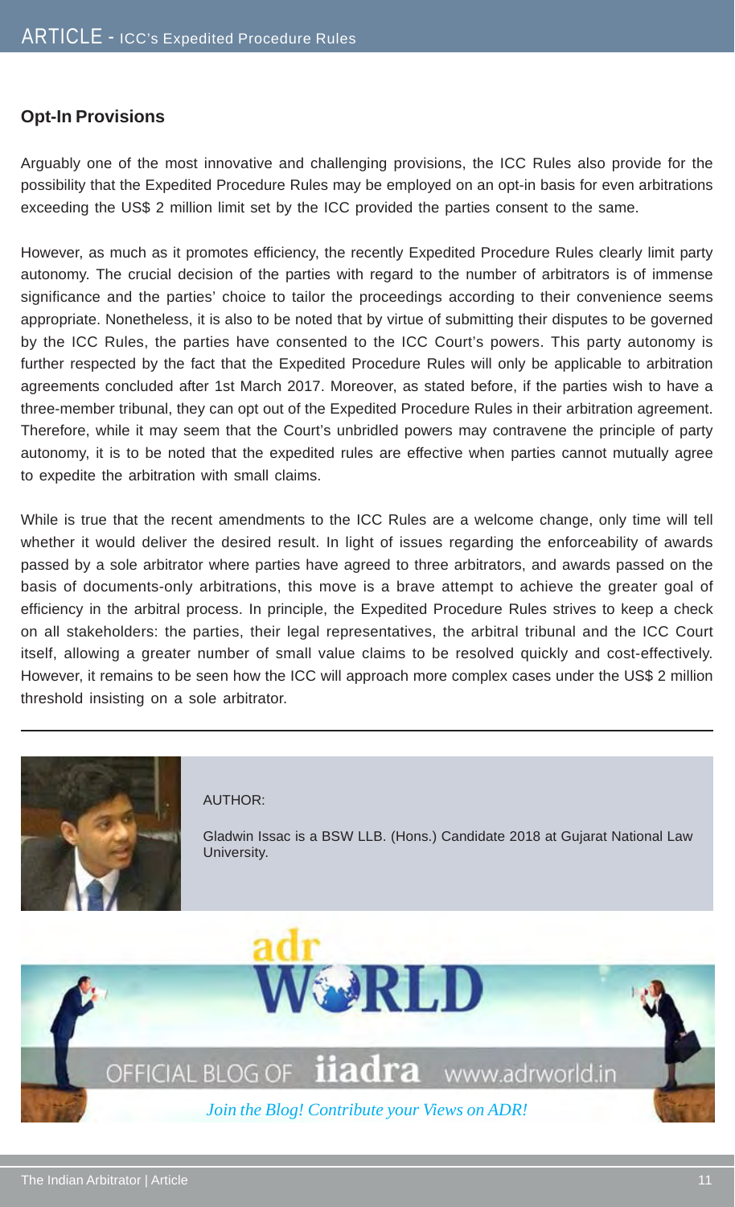## Opt-In Provisions

Arguably one of the most innovative and challenging provisions, the ICC Rules also provide for the possibility that the Expedited Procedure Rules may be employed on an opt-in basis for even arbitrations exceeding the US$ 2 million limit set by the ICC provided the parties consent to the same.

However, as much as it promotes efficiency, the recently Expedited Procedure Rules clearly limit party autonomy. The crucial decision of the parties with regard to the number of arbitrators is of immense significance and the parties' choice to tailor the proceedings according to their convenience seems appropriate. Nonetheless, it is also to be noted that by virtue of submitting their disputes to be governed by the ICC Rules, the parties have consented to the ICC Court's powers. This party autonomy is further respected by the fact that the Expedited Procedure Rules will only be applicable to arbitration agreements concluded after 1st March 2017. Moreover, as stated before, if the parties wish to have a three-member tribunal, they can opt out of the Expedited Procedure Rules in their arbitration agreement. Therefore, while it may seem that the Court's unbridled powers may contravene the principle of party autonomy, it is to be noted that the expedited rules are effective when parties cannot mutually agree to expedite the arbitration with small claims.

While is true that the recent amendments to the ICC Rules are a welcome change, only time will tell whether it would deliver the desired result. In light of issues regarding the enforceability of awards passed by a sole arbitrator where parties have agreed to three arbitrators, and awards passed on the basis of documents-only arbitrations, this move is a brave attempt to achieve the greater goal of efficiency in the arbitral process. In principle, the Expedited Procedure Rules strives to keep a check on all stakeholders: the parties, their legal representatives, the arbitral tribunal and the ICC Court itself, allowing a greater number of small value claims to be resolved quickly and cost-effectively. However, it remains to be seen how the ICC will approach more complex cases under the US$ 2 million threshold insisting on a sole arbitrator.

---

AUTHOR:

Gladwin Issac is a BSW LLB. (Hons.) Candidate 2018 at Gujarat National Law University.

adr WORLD

OFFICIAL BLOG OF iiadra www.adrworld.in

*Join the Blog! Contribute your Views on ADR!*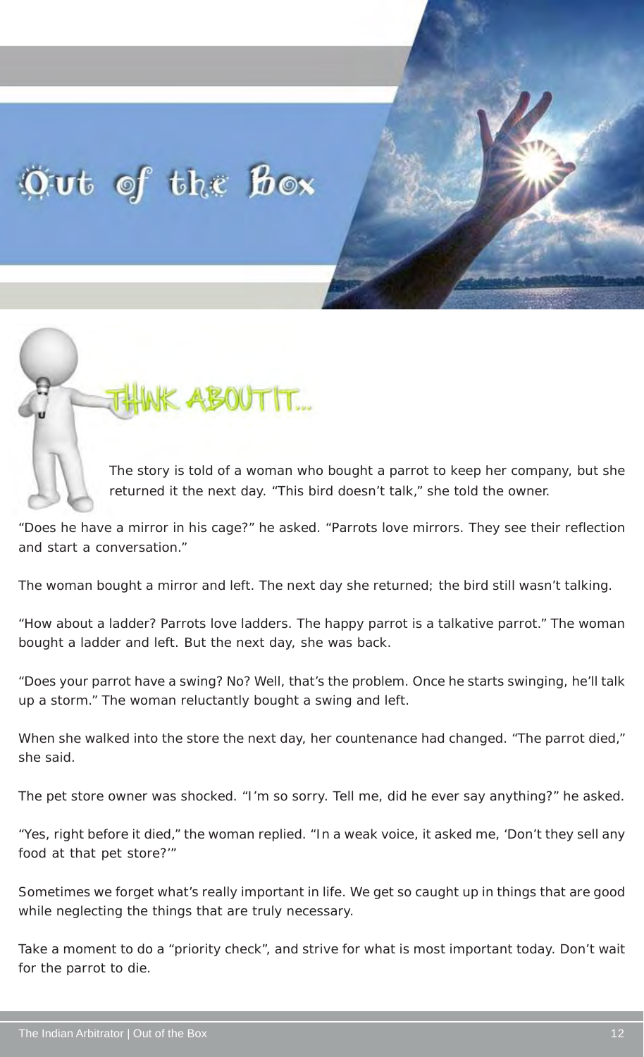# Out of the Box

## THINK ABOUT IT...

The story is told of a woman who bought a parrot to keep her company, but she returned it the next day. “This bird doesn’t talk,” she told the owner.

“Does he have a mirror in his cage?” he asked. “Parrots love mirrors. They see their reflection and start a conversation.”

The woman bought a mirror and left. The next day she returned; the bird still wasn’t talking.

“How about a ladder? Parrots love ladders. The happy parrot is a talkative parrot.” The woman bought a ladder and left. But the next day, she was back.

“Does your parrot have a swing? No? Well, that’s the problem. Once he starts swinging, he’ll talk up a storm.” The woman reluctantly bought a swing and left.

When she walked into the store the next day, her countenance had changed. “The parrot died,” she said.

The pet store owner was shocked. “I’m so sorry. Tell me, did he ever say anything?” he asked.

“Yes, right before it died,” the woman replied. “In a weak voice, it asked me, ‘Don’t they sell any food at that pet store?’”

Sometimes we forget what’s really important in life. We get so caught up in things that are good while neglecting the things that are truly necessary.

Take a moment to do a “priority check”, and strive for what is most important today. Don’t wait for the parrot to die.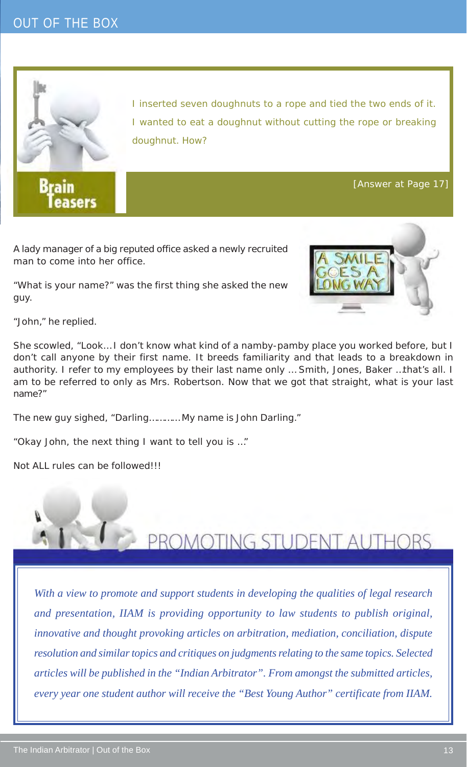## OUT OF THE BOX

### Brain Teasers

I inserted seven doughnuts to a rope and tied the two ends of it. I wanted to eat a doughnut without cutting the rope or breaking doughnut. How?

[Answer at Page 17]

A lady manager of a big reputed office asked a newly recruited man to come into her office.

"What is your name?" was the first thing she asked the new guy.

"John," he replied.

She scowled, "Look... I don't know what kind of a namby-pamby place you worked before, but I don't call anyone by their first name. It breeds familiarity and that leads to a breakdown in authority. I refer to my employees by their last name only ... Smith, Jones, Baker ...that's all. I am to be referred to only as Mrs. Robertson. Now that we got that straight, what is your last name?"

The new guy sighed, "Darling............ My name is John Darling."

"Okay John, the next thing I want to tell you is ..."

Not ALL rules can be followed!!!

## PROMOTING STUDENT AUTHORS

*With a view to promote and support students in developing the qualities of legal research and presentation, IIAM is providing opportunity to law students to publish original, innovative and thought provoking articles on arbitration, mediation, conciliation, dispute resolution and similar topics and critiques on judgments relating to the same topics. Selected articles will be published in the "Indian Arbitrator". From amongst the submitted articles, every year one student author will receive the "Best Young Author" certificate from IIAM.*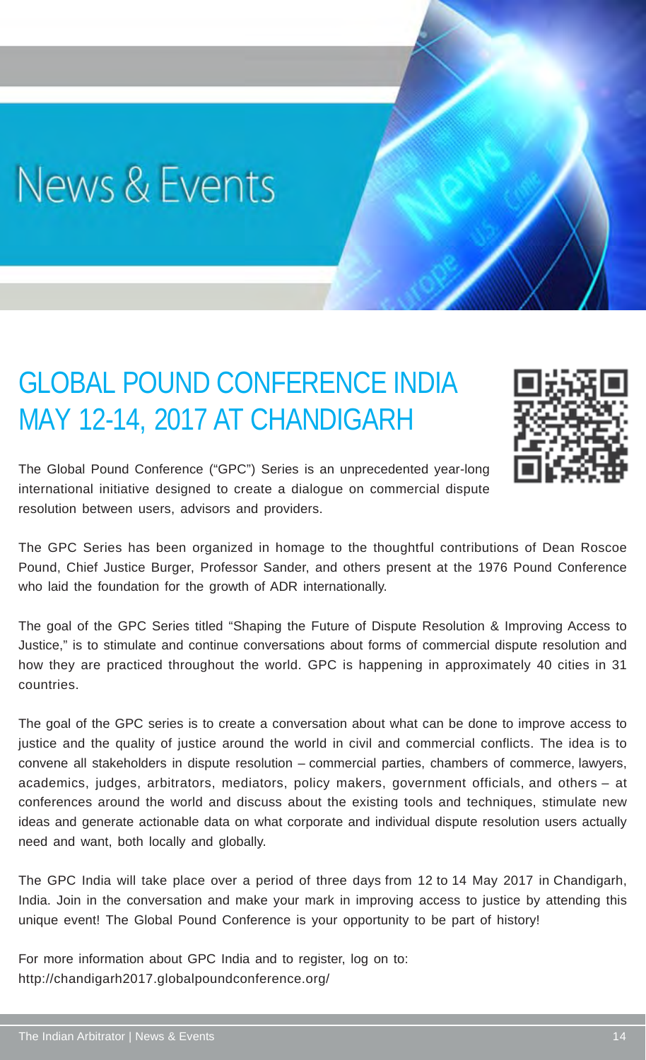# News & Events

## GLOBAL POUND CONFERENCE INDIA MAY 12-14, 2017 AT CHANDIGARH

The Global Pound Conference ("GPC") Series is an unprecedented year-long international initiative designed to create a dialogue on commercial dispute resolution between users, advisors and providers.

The GPC Series has been organized in homage to the thoughtful contributions of Dean Roscoe Pound, Chief Justice Burger, Professor Sander, and others present at the 1976 Pound Conference who laid the foundation for the growth of ADR internationally.

The goal of the GPC Series titled "Shaping the Future of Dispute Resolution & Improving Access to Justice," is to stimulate and continue conversations about forms of commercial dispute resolution and how they are practiced throughout the world. GPC is happening in approximately 40 cities in 31 countries.

The goal of the GPC series is to create a conversation about what can be done to improve access to justice and the quality of justice around the world in civil and commercial conflicts. The idea is to convene all stakeholders in dispute resolution – commercial parties, chambers of commerce, lawyers, academics, judges, arbitrators, mediators, policy makers, government officials, and others – at conferences around the world and discuss about the existing tools and techniques, stimulate new ideas and generate actionable data on what corporate and individual dispute resolution users actually need and want, both locally and globally.

The GPC India will take place over a period of three days from 12 to 14 May 2017 in Chandigarh, India. Join in the conversation and make your mark in improving access to justice by attending this unique event! The Global Pound Conference is your opportunity to be part of history!

For more information about GPC India and to register, log on to:
http://chandigarh2017.globalpoundconference.org/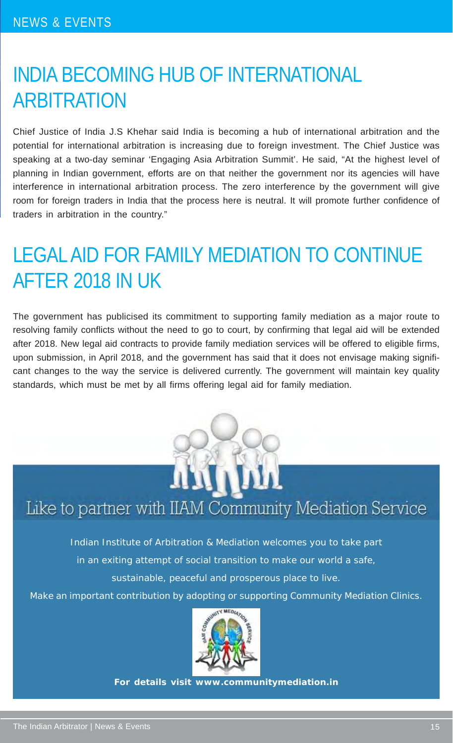# INDIA BECOMING HUB OF INTERNATIONAL ARBITRATION

Chief Justice of India J.S Khehar said India is becoming a hub of international arbitration and the potential for international arbitration is increasing due to foreign investment. The Chief Justice was speaking at a two-day seminar 'Engaging Asia Arbitration Summit'. He said, "At the highest level of planning in Indian government, efforts are on that neither the government nor its agencies will have interference in international arbitration process. The zero interference by the government will give room for foreign traders in India that the process here is neutral. It will promote further confidence of traders in arbitration in the country."

# LEGAL AID FOR FAMILY MEDIATION TO CONTINUE AFTER 2018 IN UK

The government has publicised its commitment to supporting family mediation as a major route to resolving family conflicts without the need to go to court, by confirming that legal aid will be extended after 2018. New legal aid contracts to provide family mediation services will be offered to eligible firms, upon submission, in April 2018, and the government has said that it does not envisage making significant changes to the way the service is delivered currently. The government will maintain key quality standards, which must be met by all firms offering legal aid for family mediation.

## Like to partner with IIAM Community Mediation Service

Indian Institute of Arbitration & Mediation welcomes you to take part in an exiting attempt of social transition to make our world a safe, sustainable, peaceful and prosperous place to live.

Make an important contribution by adopting or supporting Community Mediation Clinics.

**For details visit www.communitymediation.in**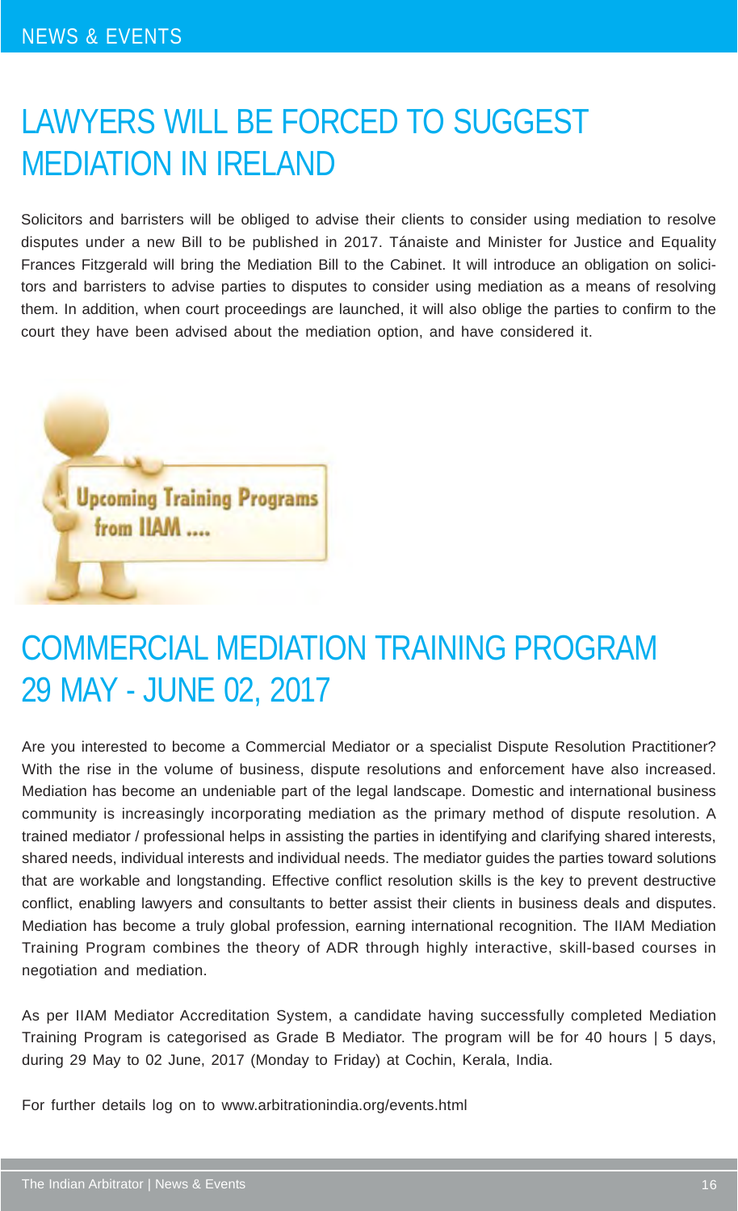NEWS & EVENTS

# LAWYERS WILL BE FORCED TO SUGGEST MEDIATION IN IRELAND

Solicitors and barristers will be obliged to advise their clients to consider using mediation to resolve disputes under a new Bill to be published in 2017. Tánaiste and Minister for Justice and Equality Frances Fitzgerald will bring the Mediation Bill to the Cabinet. It will introduce an obligation on solicitors and barristers to advise parties to disputes to consider using mediation as a means of resolving them. In addition, when court proceedings are launched, it will also oblige the parties to confirm to the court they have been advised about the mediation option, and have considered it.

Upcoming Training Programs from IIAM ....

# COMMERCIAL MEDIATION TRAINING PROGRAM 29 MAY - JUNE 02, 2017

Are you interested to become a Commercial Mediator or a specialist Dispute Resolution Practitioner? With the rise in the volume of business, dispute resolutions and enforcement have also increased. Mediation has become an undeniable part of the legal landscape. Domestic and international business community is increasingly incorporating mediation as the primary method of dispute resolution. A trained mediator / professional helps in assisting the parties in identifying and clarifying shared interests, shared needs, individual interests and individual needs. The mediator guides the parties toward solutions that are workable and longstanding. Effective conflict resolution skills is the key to prevent destructive conflict, enabling lawyers and consultants to better assist their clients in business deals and disputes. Mediation has become a truly global profession, earning international recognition. The IIAM Mediation Training Program combines the theory of ADR through highly interactive, skill-based courses in negotiation and mediation.

As per IIAM Mediator Accreditation System, a candidate having successfully completed Mediation Training Program is categorised as Grade B Mediator. The program will be for 40 hours | 5 days, during 29 May to 02 June, 2017 (Monday to Friday) at Cochin, Kerala, India.

For further details log on to www.arbitrationindia.org/events.html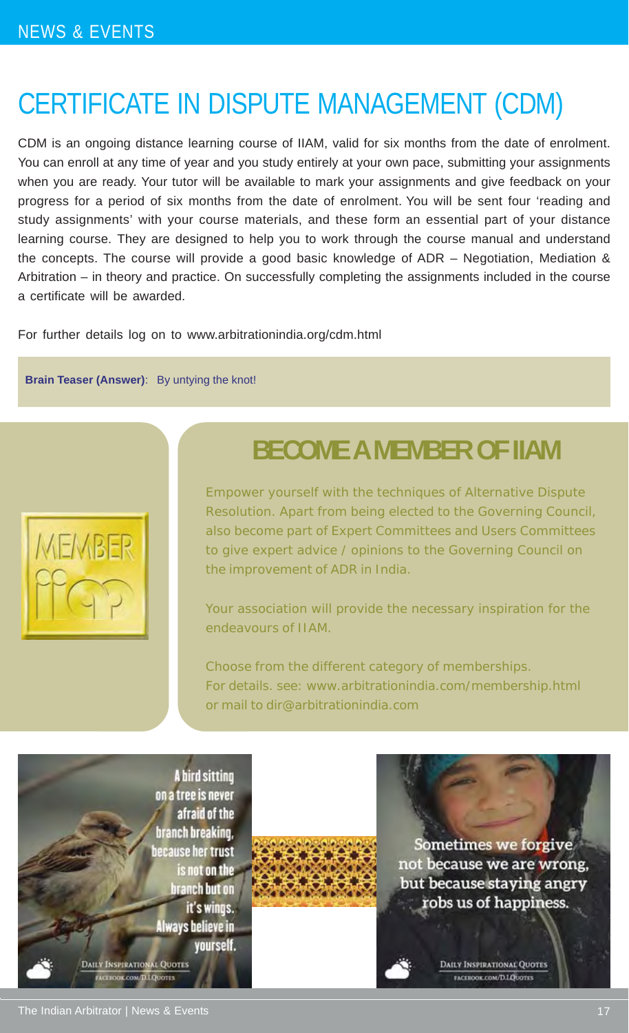# CERTIFICATE IN DISPUTE MANAGEMENT (CDM)

CDM is an ongoing distance learning course of IIAM, valid for six months from the date of enrolment. You can enroll at any time of year and you study entirely at your own pace, submitting your assignments when you are ready. Your tutor will be available to mark your assignments and give feedback on your progress for a period of six months from the date of enrolment. You will be sent four 'reading and study assignments' with your course materials, and these form an essential part of your distance learning course. They are designed to help you to work through the course manual and understand the concepts. The course will provide a good basic knowledge of ADR – Negotiation, Mediation & Arbitration – in theory and practice. On successfully completing the assignments included in the course a certificate will be awarded.

For further details log on to www.arbitrationindia.org/cdm.html

**Brain Teaser (Answer)**: By untying the knot!

## BECOME A MEMBER OF IIAM

Empower yourself with the techniques of Alternative Dispute Resolution. Apart from being elected to the Governing Council, also become part of Expert Committees and Users Committees to give expert advice / opinions to the Governing Council on the improvement of ADR in India.

Your association will provide the necessary inspiration for the endeavours of IIAM.

Choose from the different category of memberships.
For details. see: www.arbitrationindia.com/membership.html
or mail to dir@arbitrationindia.com

A bird sitting on a tree is never afraid of the branch breaking, because her trust is not on the branch but on it's wings. Always believe in yourself.

Sometimes we forgive not because we are wrong, but because staying angry robs us of happiness.